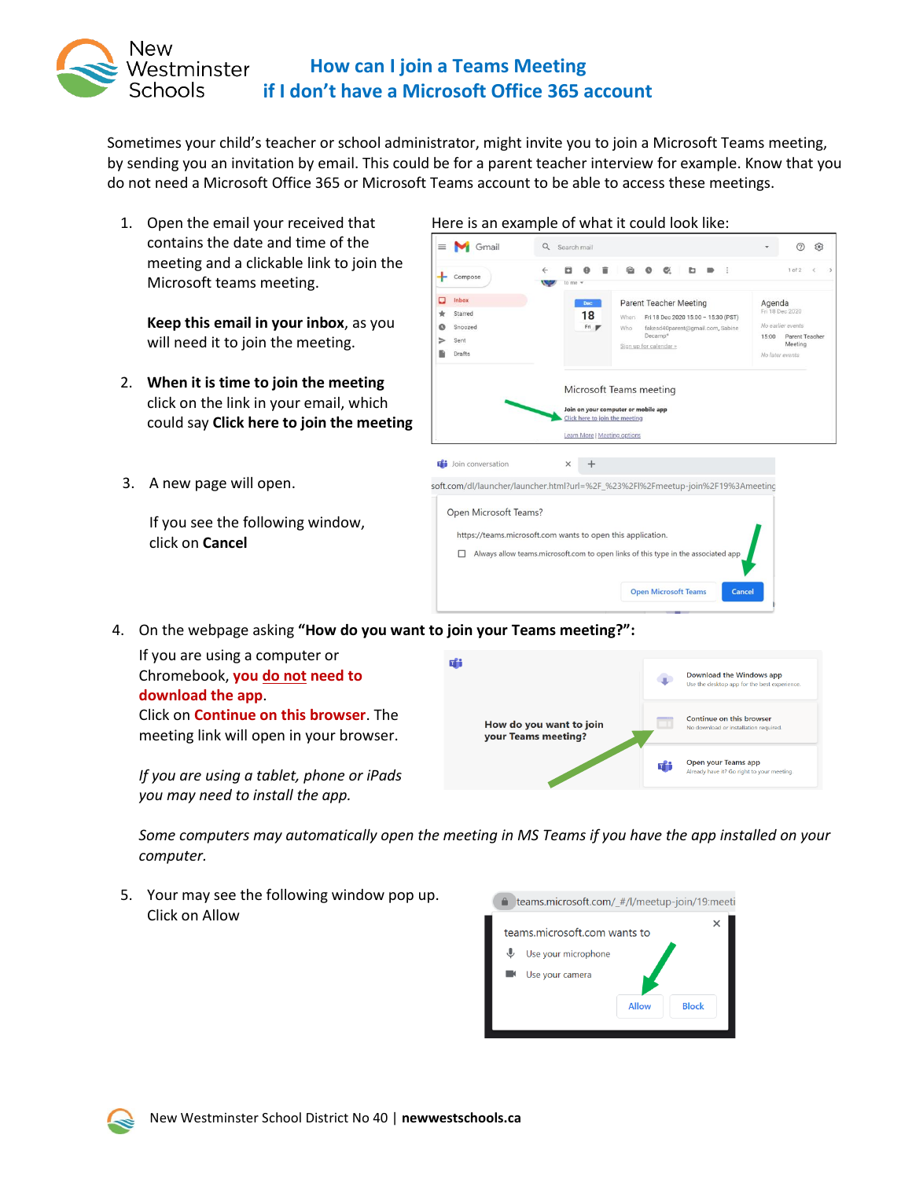New Westminster Schools

# How can I join a Teams Meeting if I don't have a Microsoft Office 365 account

Sometimes your child's teacher or school administrator, might invite you to join a Microsoft Teams meeting, by sending you an invitation by email. This could be for a parent teacher interview for example. Know that you do not need a Microsoft Office 365 or Microsoft Teams account to be able to access these meetings.

1. Open the email your received that contains the date and time of the meeting and a clickable link to join the Microsoft teams meeting.

   **Keep this email in your inbox**, as you will need it to join the meeting.

   Here is an example of what it could look like:

2. **When it is time to join the meeting** click on the link in your email, which could say **Click here to join the meeting**

3. A new page will open.

   If you see the following window, click on **Cancel**

4. On the webpage asking **"How do you want to join your Teams meeting?"**:

   If you are using a computer or Chromebook, **you do not need to download the app**.
   Click on **Continue on this browser**. The meeting link will open in your browser.

   *If you are using a tablet, phone or iPads you may need to install the app.*

   *Some computers may automatically open the meeting in MS Teams if you have the app installed on your computer.*

5. Your may see the following window pop up. Click on Allow

New Westminster School District No 40 | **newwestschools.ca**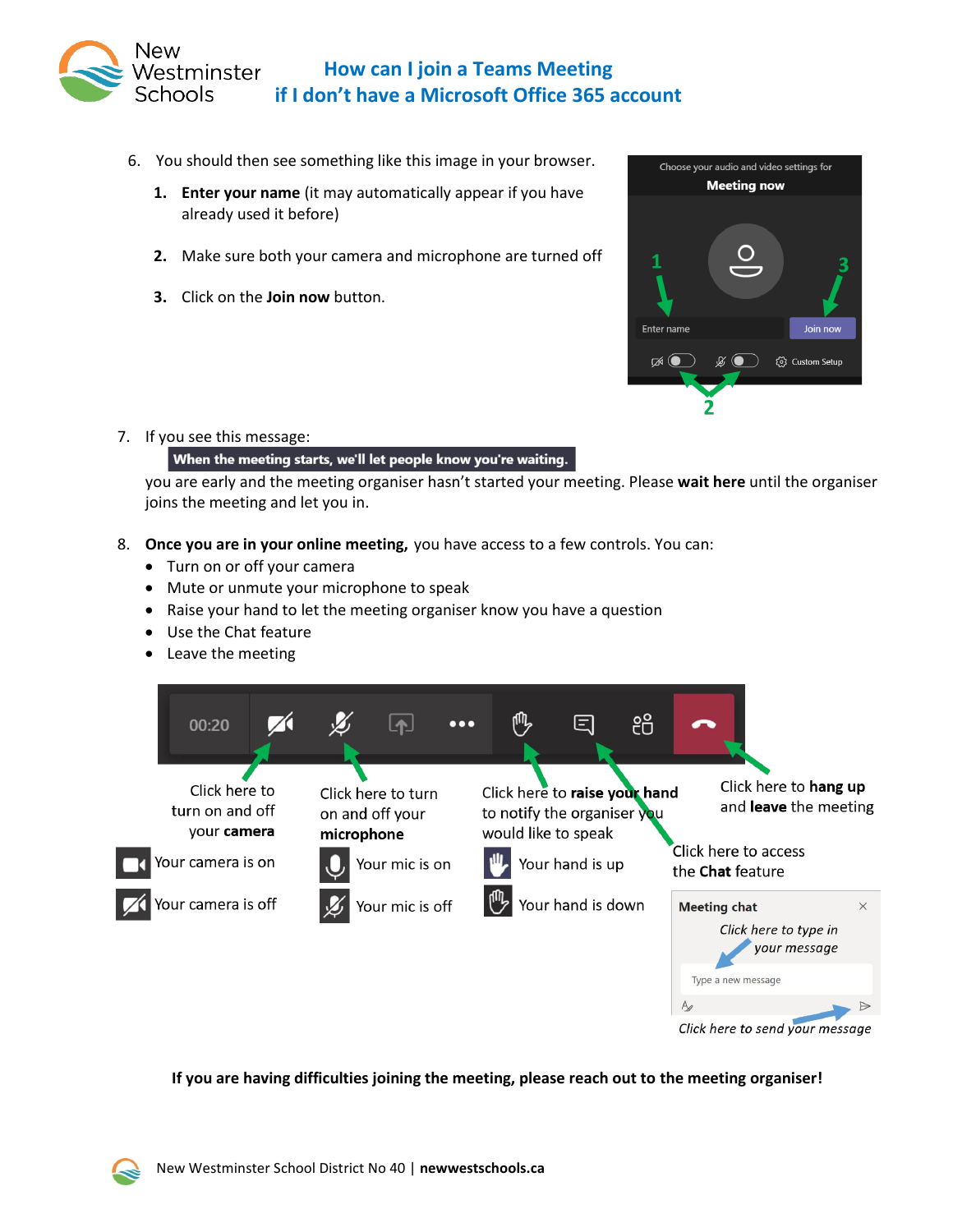# How can I join a Teams Meeting if I don't have a Microsoft Office 365 account

6. You should then see something like this image in your browser.
   1. **Enter your name** (it may automatically appear if you have already used it before)
   2. Make sure both your camera and microphone are turned off
   3. Click on the **Join now** button.

Choose your audio and video settings for
**Meeting now**
1
3
Enter name
Join now
Custom Setup
2

7. If you see this message:
   **When the meeting starts, we'll let people know you're waiting.**
   you are early and the meeting organiser hasn't started your meeting. Please **wait here** until the organiser joins the meeting and let you in.

8. **Once you are in your online meeting,** you have access to a few controls. You can:
   - Turn on or off your camera
   - Mute or unmute your microphone to speak
   - Raise your hand to let the meeting organiser know you have a question
   - Use the Chat feature
   - Leave the meeting

00:20

Click here to turn on and off your **camera**

Click here to turn on and off your **microphone**

Click here to **raise your hand** to notify the organiser you would like to speak

Click here to **hang up** and **leave** the meeting

Click here to access the **Chat** feature

Your camera is on

Your camera is off

Your mic is on

Your mic is off

Your hand is up

Your hand is down

**Meeting chat**

*Click here to type in your message*

Type a new message

*Click here to send your message*

**If you are having difficulties joining the meeting, please reach out to the meeting organiser!**